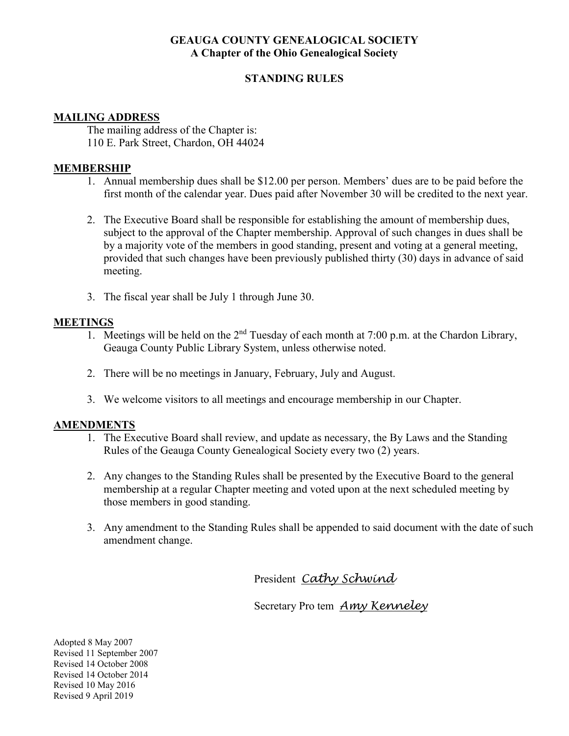# GEAUGA COUNTY GENEALOGICAL SOCIETY
## A Chapter of the Ohio Genealogical Society

## STANDING RULES

### MAILING ADDRESS

The mailing address of the Chapter is:
110 E. Park Street, Chardon, OH 44024

### MEMBERSHIP

1. Annual membership dues shall be $12.00 per person. Members' dues are to be paid before the first month of the calendar year. Dues paid after November 30 will be credited to the next year.

2. The Executive Board shall be responsible for establishing the amount of membership dues, subject to the approval of the Chapter membership. Approval of such changes in dues shall be by a majority vote of the members in good standing, present and voting at a general meeting, provided that such changes have been previously published thirty (30) days in advance of said meeting.

3. The fiscal year shall be July 1 through June 30.

### MEETINGS

1. Meetings will be held on the 2nd Tuesday of each month at 7:00 p.m. at the Chardon Library, Geauga County Public Library System, unless otherwise noted.

2. There will be no meetings in January, February, July and August.

3. We welcome visitors to all meetings and encourage membership in our Chapter.

### AMENDMENTS

1. The Executive Board shall review, and update as necessary, the By Laws and the Standing Rules of the Geauga County Genealogical Society every two (2) years.

2. Any changes to the Standing Rules shall be presented by the Executive Board to the general membership at a regular Chapter meeting and voted upon at the next scheduled meeting by those members in good standing.

3. Any amendment to the Standing Rules shall be appended to said document with the date of such amendment change.

President *Cathy Schwind*

Secretary Pro tem *Amy Kenneley*

Adopted 8 May 2007
Revised 11 September 2007
Revised 14 October 2008
Revised 14 October 2014
Revised 10 May 2016
Revised 9 April 2019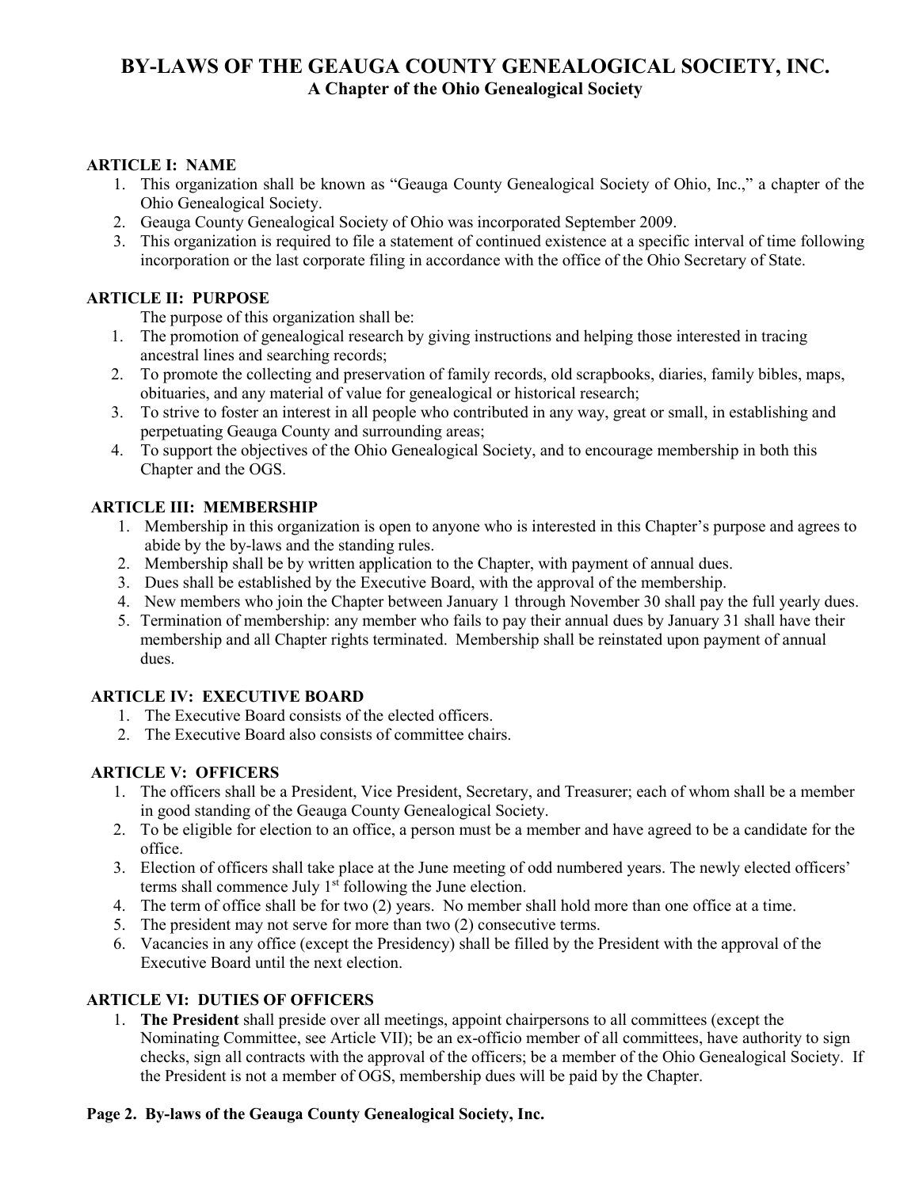# BY-LAWS OF THE GEAUGA COUNTY GENEALOGICAL SOCIETY, INC.

## A Chapter of the Ohio Genealogical Society

### ARTICLE I: NAME

1. This organization shall be known as "Geauga County Genealogical Society of Ohio, Inc.," a chapter of the Ohio Genealogical Society.
2. Geauga County Genealogical Society of Ohio was incorporated September 2009.
3. This organization is required to file a statement of continued existence at a specific interval of time following incorporation or the last corporate filing in accordance with the office of the Ohio Secretary of State.

### ARTICLE II: PURPOSE

The purpose of this organization shall be:

1. The promotion of genealogical research by giving instructions and helping those interested in tracing ancestral lines and searching records;
2. To promote the collecting and preservation of family records, old scrapbooks, diaries, family bibles, maps, obituaries, and any material of value for genealogical or historical research;
3. To strive to foster an interest in all people who contributed in any way, great or small, in establishing and perpetuating Geauga County and surrounding areas;
4. To support the objectives of the Ohio Genealogical Society, and to encourage membership in both this Chapter and the OGS.

### ARTICLE III: MEMBERSHIP

1. Membership in this organization is open to anyone who is interested in this Chapter's purpose and agrees to abide by the by-laws and the standing rules.
2. Membership shall be by written application to the Chapter, with payment of annual dues.
3. Dues shall be established by the Executive Board, with the approval of the membership.
4. New members who join the Chapter between January 1 through November 30 shall pay the full yearly dues.
5. Termination of membership: any member who fails to pay their annual dues by January 31 shall have their membership and all Chapter rights terminated. Membership shall be reinstated upon payment of annual dues.

### ARTICLE IV: EXECUTIVE BOARD

1. The Executive Board consists of the elected officers.
2. The Executive Board also consists of committee chairs.

### ARTICLE V: OFFICERS

1. The officers shall be a President, Vice President, Secretary, and Treasurer; each of whom shall be a member in good standing of the Geauga County Genealogical Society.
2. To be eligible for election to an office, a person must be a member and have agreed to be a candidate for the office.
3. Election of officers shall take place at the June meeting of odd numbered years. The newly elected officers' terms shall commence July 1st following the June election.
4. The term of office shall be for two (2) years. No member shall hold more than one office at a time.
5. The president may not serve for more than two (2) consecutive terms.
6. Vacancies in any office (except the Presidency) shall be filled by the President with the approval of the Executive Board until the next election.

### ARTICLE VI: DUTIES OF OFFICERS

1. **The President** shall preside over all meetings, appoint chairpersons to all committees (except the Nominating Committee, see Article VII); be an ex-officio member of all committees, have authority to sign checks, sign all contracts with the approval of the officers; be a member of the Ohio Genealogical Society. If the President is not a member of OGS, membership dues will be paid by the Chapter.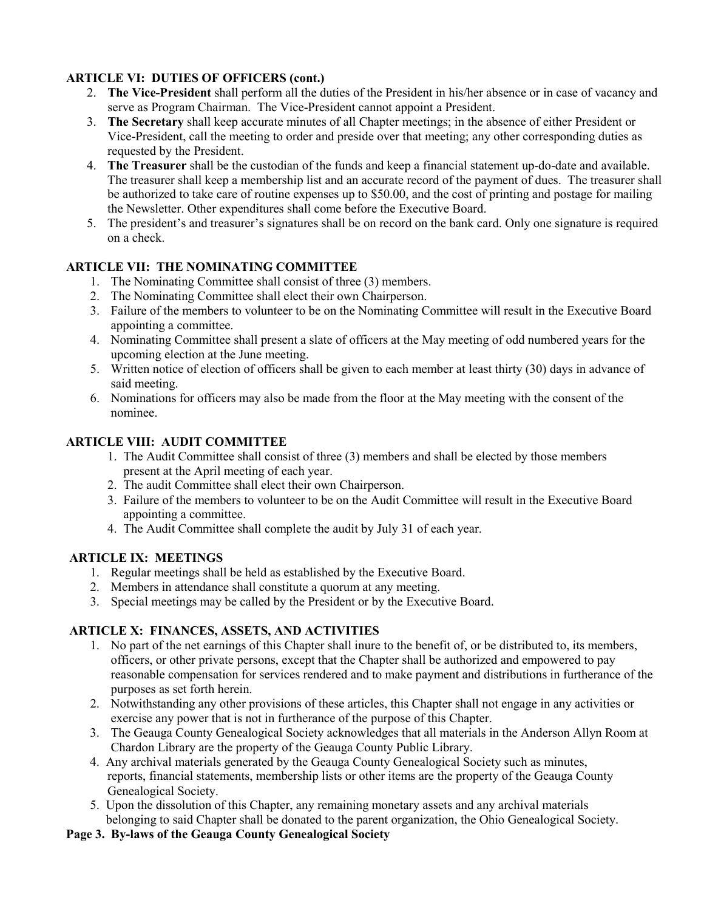**ARTICLE VI: DUTIES OF OFFICERS (cont.)**

2. **The Vice-President** shall perform all the duties of the President in his/her absence or in case of vacancy and serve as Program Chairman. The Vice-President cannot appoint a President.
3. **The Secretary** shall keep accurate minutes of all Chapter meetings; in the absence of either President or Vice-President, call the meeting to order and preside over that meeting; any other corresponding duties as requested by the President.
4. **The Treasurer** shall be the custodian of the funds and keep a financial statement up-do-date and available. The treasurer shall keep a membership list and an accurate record of the payment of dues. The treasurer shall be authorized to take care of routine expenses up to $50.00, and the cost of printing and postage for mailing the Newsletter. Other expenditures shall come before the Executive Board.
5. The president's and treasurer's signatures shall be on record on the bank card. Only one signature is required on a check.

**ARTICLE VII: THE NOMINATING COMMITTEE**

1. The Nominating Committee shall consist of three (3) members.
2. The Nominating Committee shall elect their own Chairperson.
3. Failure of the members to volunteer to be on the Nominating Committee will result in the Executive Board appointing a committee.
4. Nominating Committee shall present a slate of officers at the May meeting of odd numbered years for the upcoming election at the June meeting.
5. Written notice of election of officers shall be given to each member at least thirty (30) days in advance of said meeting.
6. Nominations for officers may also be made from the floor at the May meeting with the consent of the nominee.

**ARTICLE VIII: AUDIT COMMITTEE**

1. The Audit Committee shall consist of three (3) members and shall be elected by those members present at the April meeting of each year.
2. The audit Committee shall elect their own Chairperson.
3. Failure of the members to volunteer to be on the Audit Committee will result in the Executive Board appointing a committee.
4. The Audit Committee shall complete the audit by July 31 of each year.

**ARTICLE IX: MEETINGS**

1. Regular meetings shall be held as established by the Executive Board.
2. Members in attendance shall constitute a quorum at any meeting.
3. Special meetings may be called by the President or by the Executive Board.

**ARTICLE X: FINANCES, ASSETS, AND ACTIVITIES**

1. No part of the net earnings of this Chapter shall inure to the benefit of, or be distributed to, its members, officers, or other private persons, except that the Chapter shall be authorized and empowered to pay reasonable compensation for services rendered and to make payment and distributions in furtherance of the purposes as set forth herein.
2. Notwithstanding any other provisions of these articles, this Chapter shall not engage in any activities or exercise any power that is not in furtherance of the purpose of this Chapter.
3. The Geauga County Genealogical Society acknowledges that all materials in the Anderson Allyn Room at Chardon Library are the property of the Geauga County Public Library.
4. Any archival materials generated by the Geauga County Genealogical Society such as minutes, reports, financial statements, membership lists or other items are the property of the Geauga County Genealogical Society.
5. Upon the dissolution of this Chapter, any remaining monetary assets and any archival materials belonging to said Chapter shall be donated to the parent organization, the Ohio Genealogical Society.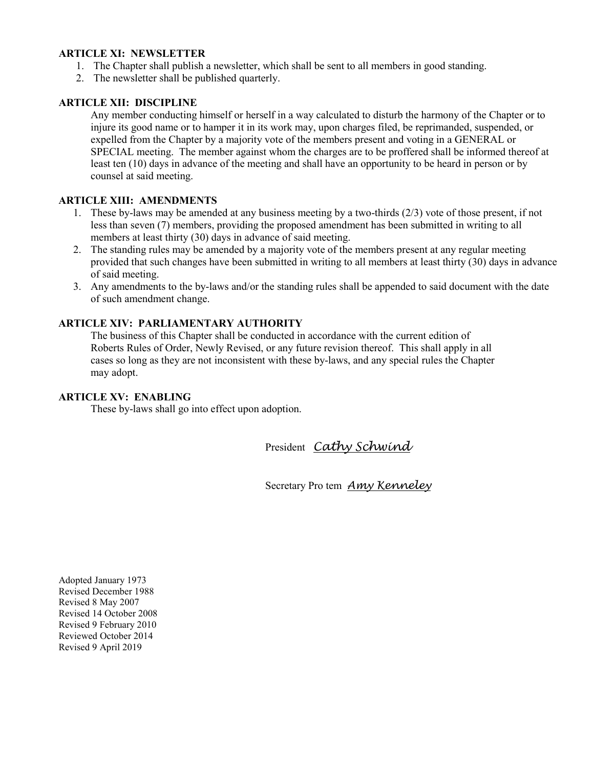**ARTICLE XI: NEWSLETTER**

1. The Chapter shall publish a newsletter, which shall be sent to all members in good standing.
2. The newsletter shall be published quarterly.

**ARTICLE XII: DISCIPLINE**

Any member conducting himself or herself in a way calculated to disturb the harmony of the Chapter or to injure its good name or to hamper it in its work may, upon charges filed, be reprimanded, suspended, or expelled from the Chapter by a majority vote of the members present and voting in a GENERAL or SPECIAL meeting. The member against whom the charges are to be proffered shall be informed thereof at least ten (10) days in advance of the meeting and shall have an opportunity to be heard in person or by counsel at said meeting.

**ARTICLE XIII: AMENDMENTS**

1. These by-laws may be amended at any business meeting by a two-thirds (2/3) vote of those present, if not less than seven (7) members, providing the proposed amendment has been submitted in writing to all members at least thirty (30) days in advance of said meeting.
2. The standing rules may be amended by a majority vote of the members present at any regular meeting provided that such changes have been submitted in writing to all members at least thirty (30) days in advance of said meeting.
3. Any amendments to the by-laws and/or the standing rules shall be appended to said document with the date of such amendment change.

**ARTICLE XIV: PARLIAMENTARY AUTHORITY**

The business of this Chapter shall be conducted in accordance with the current edition of Roberts Rules of Order, Newly Revised, or any future revision thereof. This shall apply in all cases so long as they are not inconsistent with these by-laws, and any special rules the Chapter may adopt.

**ARTICLE XV: ENABLING**

These by-laws shall go into effect upon adoption.

President *Cathy Schwind*

Secretary Pro tem *Amy Kenneley*

Adopted January 1973
Revised December 1988
Revised 8 May 2007
Revised 14 October 2008
Revised 9 February 2010
Reviewed October 2014
Revised 9 April 2019